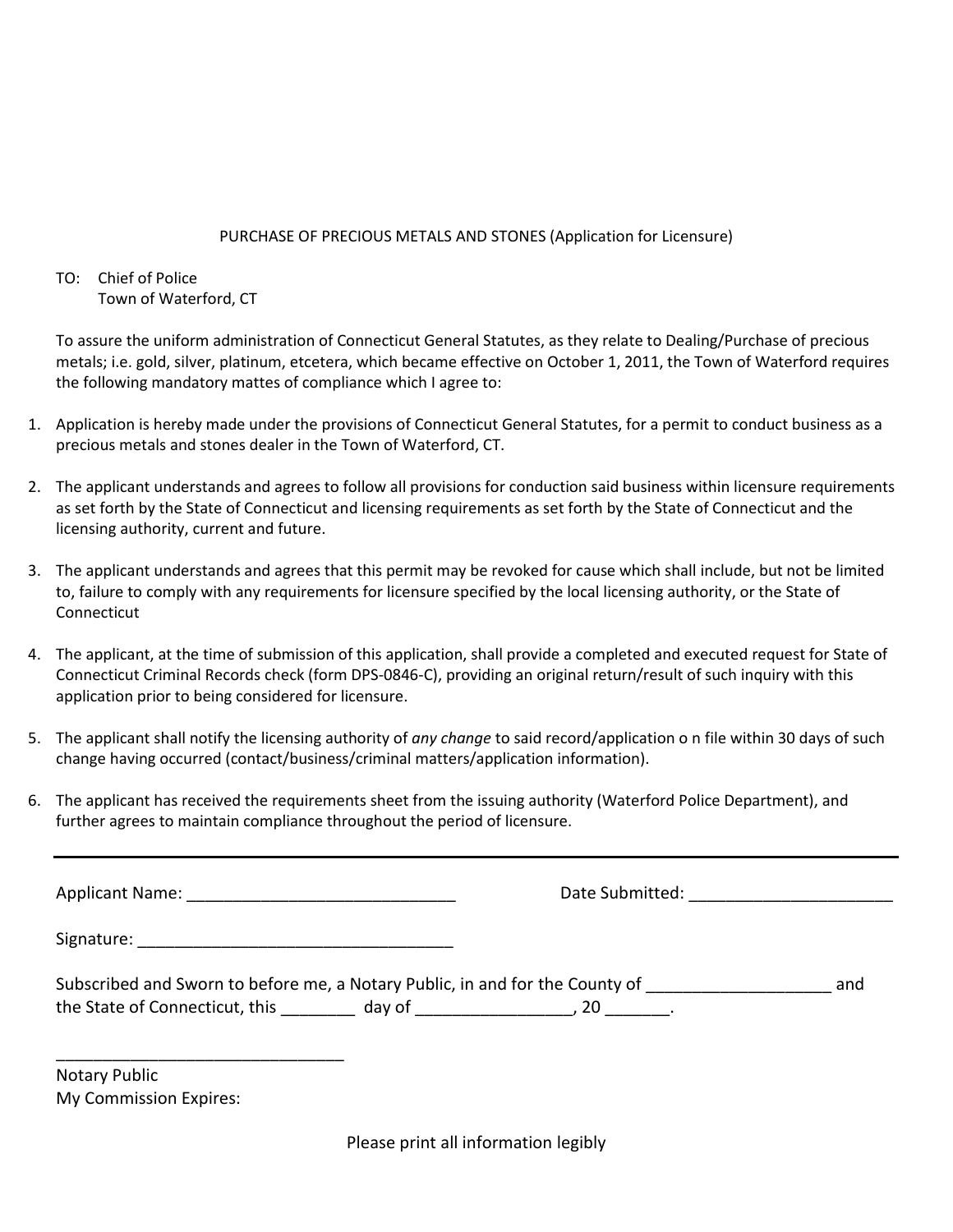PURCHASE OF PRECIOUS METALS AND STONES (Application for Licensure)

TO: Chief of Police
Town of Waterford, CT

To assure the uniform administration of Connecticut General Statutes, as they relate to Dealing/Purchase of precious metals; i.e. gold, silver, platinum, etcetera, which became effective on October 1, 2011, the Town of Waterford requires the following mandatory mattes of compliance which I agree to:

1. Application is hereby made under the provisions of Connecticut General Statutes, for a permit to conduct business as a precious metals and stones dealer in the Town of Waterford, CT.

2. The applicant understands and agrees to follow all provisions for conduction said business within licensure requirements as set forth by the State of Connecticut and licensing requirements as set forth by the State of Connecticut and the licensing authority, current and future.

3. The applicant understands and agrees that this permit may be revoked for cause which shall include, but not be limited to, failure to comply with any requirements for licensure specified by the local licensing authority, or the State of Connecticut

4. The applicant, at the time of submission of this application, shall provide a completed and executed request for State of Connecticut Criminal Records check (form DPS-0846-C), providing an original return/result of such inquiry with this application prior to being considered for licensure.

5. The applicant shall notify the licensing authority of *any change* to said record/application o n file within 30 days of such change having occurred (contact/business/criminal matters/application information).

6. The applicant has received the requirements sheet from the issuing authority (Waterford Police Department), and further agrees to maintain compliance throughout the period of licensure.

---

Applicant Name: ______________________________ Date Submitted: ______________________

Signature: ___________________________________

Subscribed and Sworn to before me, a Notary Public, in and for the County of ____________________ and the State of Connecticut, this ________ day of ________________, 20 _______.

_______________________________
Notary Public
My Commission Expires:

Please print all information legibly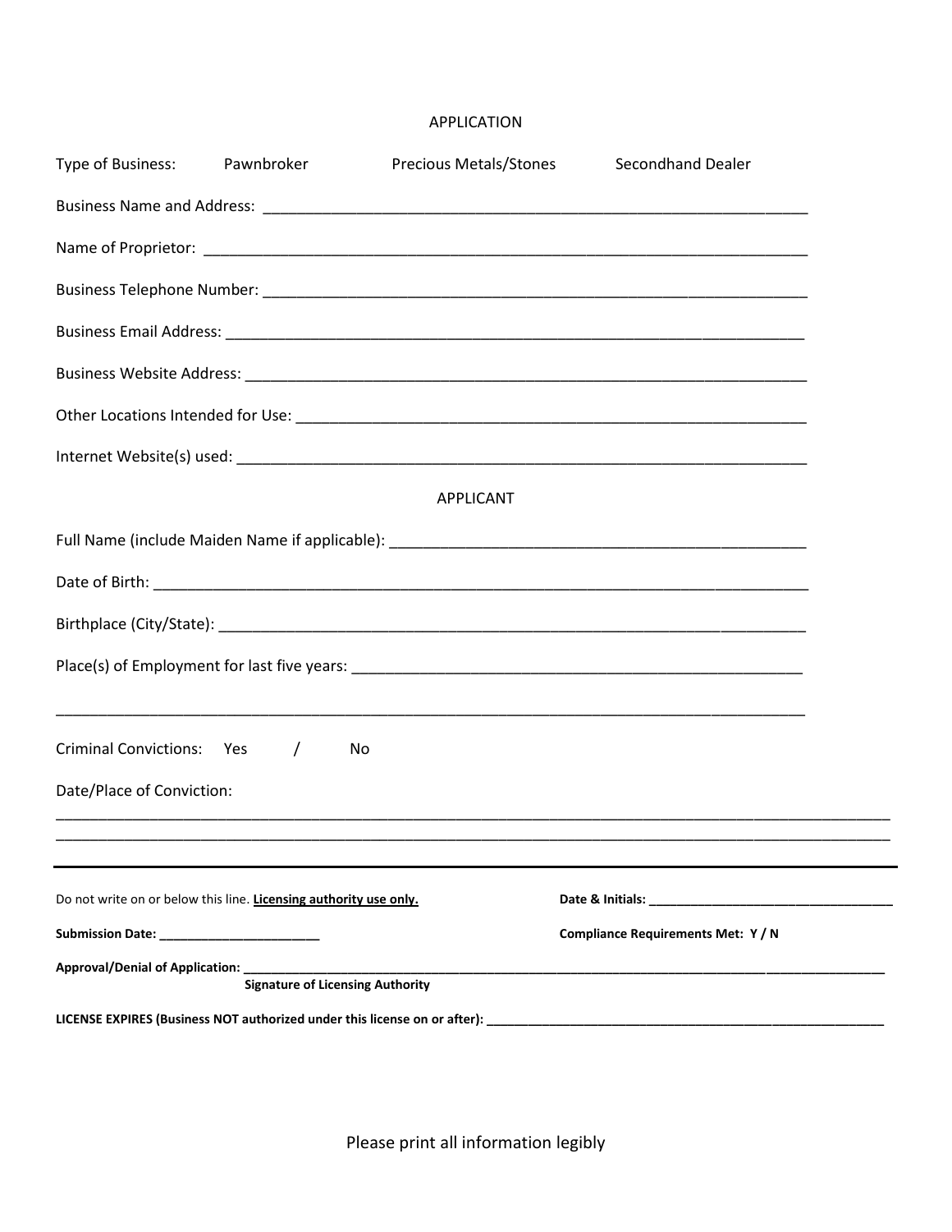## APPLICATION

Type of Business: Pawnbroker Precious Metals/Stones Secondhand Dealer

Business Name and Address: ___________________________________________________________________

Name of Proprietor: ___________________________________________________________________________

Business Telephone Number: ____________________________________________________________________

Business Email Address: _______________________________________________________________________

Business Website Address: ______________________________________________________________________

Other Locations Intended for Use: _______________________________________________________________

Internet Website(s) used: ______________________________________________________________________

## APPLICANT

Full Name (include Maiden Name if applicable): ____________________________________________________

Date of Birth: _________________________________________________________________________________

Birthplace (City/State): ________________________________________________________________________

Place(s) of Employment for last five years: _______________________________________________________

______________________________________________________________________________________________

Criminal Convictions: Yes / No

Date/Place of Conviction:

______________________________________________________________________________________________

______________________________________________________________________________________________

---

Do not write on or below this line. <u>**Licensing authority use only.**</u>

**Date & Initials:** ___________________________________

**Submission Date:** ________________________

**Compliance Requirements Met: Y / N**

**Approval/Denial of Application:** __________________________________________________________________

**Signature of Licensing Authority**

**LICENSE EXPIRES (Business NOT authorized under this license on or after):** ___________________________

Please print all information legibly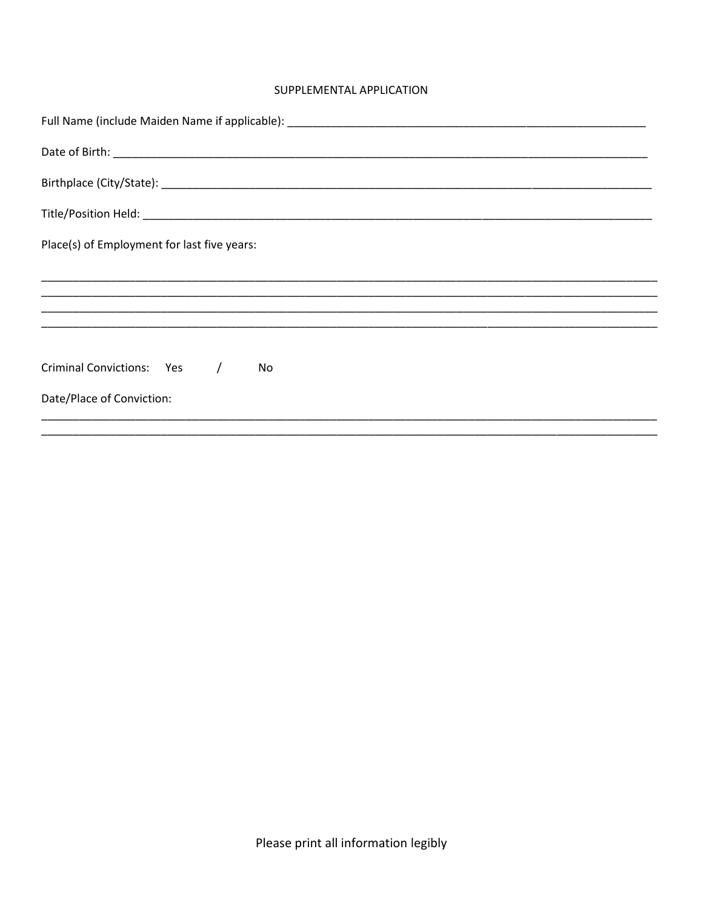SUPPLEMENTAL APPLICATION

Full Name (include Maiden Name if applicable): ___________________________________________________________

Date of Birth: ___________________________________________________________________________________________

Birthplace (City/State): __________________________________________________________________________________

Title/Position Held: _____________________________________________________________________________________

Place(s) of Employment for last five years:

______________________________________________________________________________________________________
______________________________________________________________________________________________________
______________________________________________________________________________________________________
______________________________________________________________________________________________________

Criminal Convictions: Yes / No

Date/Place of Conviction:

______________________________________________________________________________________________________
______________________________________________________________________________________________________

Please print all information legibly